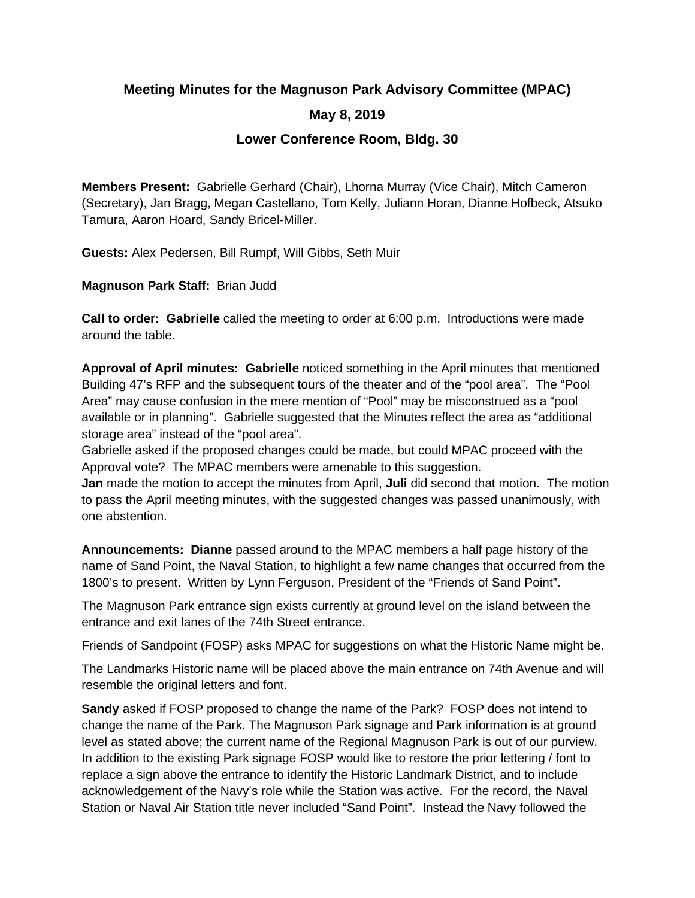# Meeting Minutes for the Magnuson Park Advisory Committee (MPAC)

## May 8, 2019

## Lower Conference Room, Bldg. 30

**Members Present:** Gabrielle Gerhard (Chair), Lhorna Murray (Vice Chair), Mitch Cameron (Secretary), Jan Bragg, Megan Castellano, Tom Kelly, Juliann Horan, Dianne Hofbeck, Atsuko Tamura, Aaron Hoard, Sandy Bricel-Miller.

**Guests:** Alex Pedersen, Bill Rumpf, Will Gibbs, Seth Muir

**Magnuson Park Staff:** Brian Judd

**Call to order:** **Gabrielle** called the meeting to order at 6:00 p.m. Introductions were made around the table.

**Approval of April minutes:** **Gabrielle** noticed something in the April minutes that mentioned Building 47's RFP and the subsequent tours of the theater and of the "pool area". The "Pool Area" may cause confusion in the mere mention of "Pool" may be misconstrued as a "pool available or in planning". Gabrielle suggested that the Minutes reflect the area as "additional storage area" instead of the "pool area".
Gabrielle asked if the proposed changes could be made, but could MPAC proceed with the Approval vote? The MPAC members were amenable to this suggestion.
**Jan** made the motion to accept the minutes from April, **Juli** did second that motion. The motion to pass the April meeting minutes, with the suggested changes was passed unanimously, with one abstention.

**Announcements:** **Dianne** passed around to the MPAC members a half page history of the name of Sand Point, the Naval Station, to highlight a few name changes that occurred from the 1800's to present. Written by Lynn Ferguson, President of the "Friends of Sand Point".

The Magnuson Park entrance sign exists currently at ground level on the island between the entrance and exit lanes of the 74th Street entrance.

Friends of Sandpoint (FOSP) asks MPAC for suggestions on what the Historic Name might be.

The Landmarks Historic name will be placed above the main entrance on 74th Avenue and will resemble the original letters and font.

**Sandy** asked if FOSP proposed to change the name of the Park? FOSP does not intend to change the name of the Park. The Magnuson Park signage and Park information is at ground level as stated above; the current name of the Regional Magnuson Park is out of our purview. In addition to the existing Park signage FOSP would like to restore the prior lettering / font to replace a sign above the entrance to identify the Historic Landmark District, and to include acknowledgement of the Navy's role while the Station was active. For the record, the Naval Station or Naval Air Station title never included "Sand Point". Instead the Navy followed the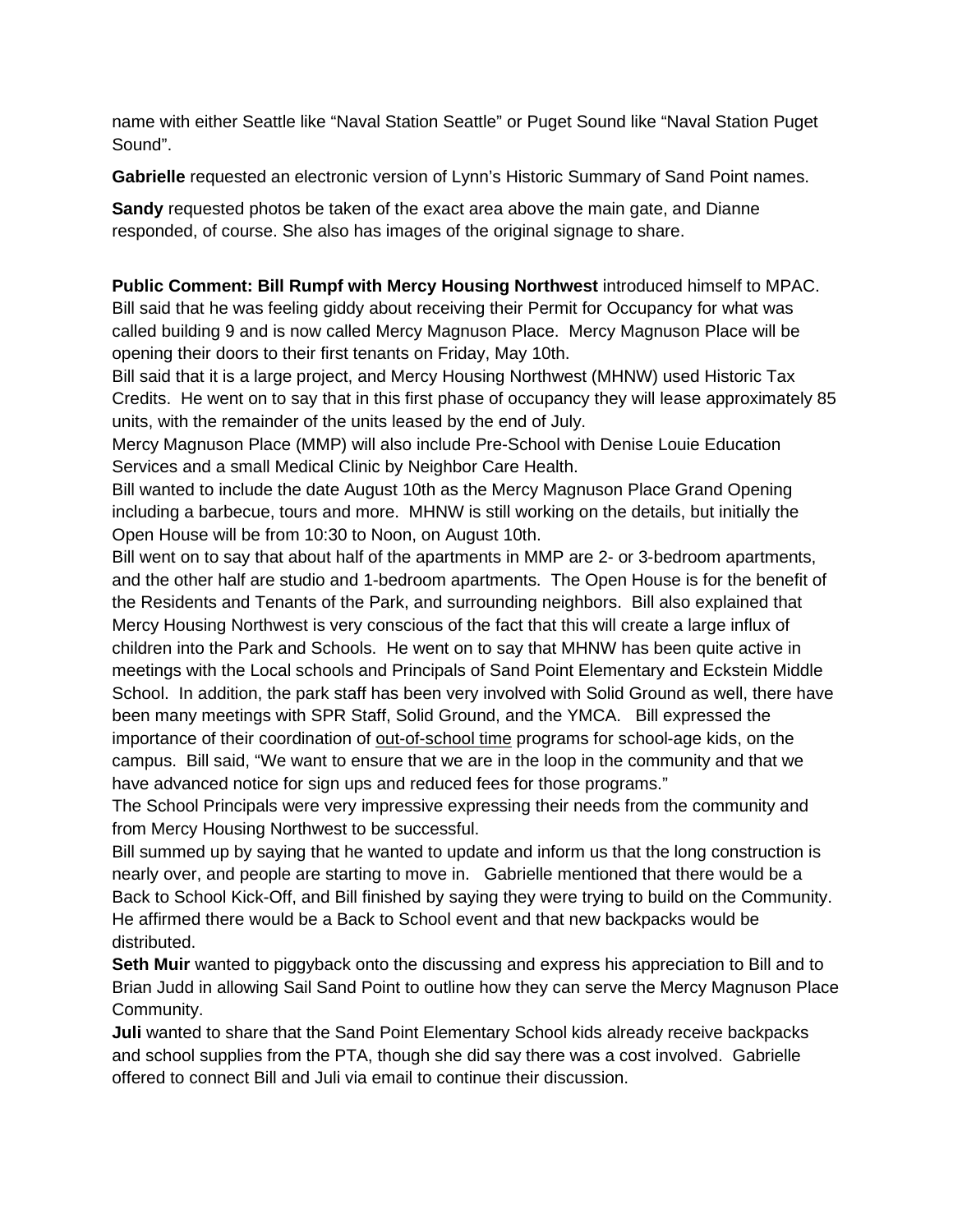name with either Seattle like "Naval Station Seattle" or Puget Sound like "Naval Station Puget Sound".

**Gabrielle** requested an electronic version of Lynn's Historic Summary of Sand Point names.

**Sandy** requested photos be taken of the exact area above the main gate, and Dianne responded, of course. She also has images of the original signage to share.

**Public Comment: Bill Rumpf with Mercy Housing Northwest** introduced himself to MPAC. Bill said that he was feeling giddy about receiving their Permit for Occupancy for what was called building 9 and is now called Mercy Magnuson Place. Mercy Magnuson Place will be opening their doors to their first tenants on Friday, May 10th.

Bill said that it is a large project, and Mercy Housing Northwest (MHNW) used Historic Tax Credits. He went on to say that in this first phase of occupancy they will lease approximately 85 units, with the remainder of the units leased by the end of July.

Mercy Magnuson Place (MMP) will also include Pre-School with Denise Louie Education Services and a small Medical Clinic by Neighbor Care Health.

Bill wanted to include the date August 10th as the Mercy Magnuson Place Grand Opening including a barbecue, tours and more. MHNW is still working on the details, but initially the Open House will be from 10:30 to Noon, on August 10th.

Bill went on to say that about half of the apartments in MMP are 2- or 3-bedroom apartments, and the other half are studio and 1-bedroom apartments. The Open House is for the benefit of the Residents and Tenants of the Park, and surrounding neighbors. Bill also explained that Mercy Housing Northwest is very conscious of the fact that this will create a large influx of children into the Park and Schools. He went on to say that MHNW has been quite active in meetings with the Local schools and Principals of Sand Point Elementary and Eckstein Middle School. In addition, the park staff has been very involved with Solid Ground as well, there have been many meetings with SPR Staff, Solid Ground, and the YMCA. Bill expressed the importance of their coordination of <u>out-of-school time</u> programs for school-age kids, on the campus. Bill said, "We want to ensure that we are in the loop in the community and that we have advanced notice for sign ups and reduced fees for those programs."

The School Principals were very impressive expressing their needs from the community and from Mercy Housing Northwest to be successful.

Bill summed up by saying that he wanted to update and inform us that the long construction is nearly over, and people are starting to move in. Gabrielle mentioned that there would be a Back to School Kick-Off, and Bill finished by saying they were trying to build on the Community. He affirmed there would be a Back to School event and that new backpacks would be distributed.

**Seth Muir** wanted to piggyback onto the discussing and express his appreciation to Bill and to Brian Judd in allowing Sail Sand Point to outline how they can serve the Mercy Magnuson Place Community.

**Juli** wanted to share that the Sand Point Elementary School kids already receive backpacks and school supplies from the PTA, though she did say there was a cost involved. Gabrielle offered to connect Bill and Juli via email to continue their discussion.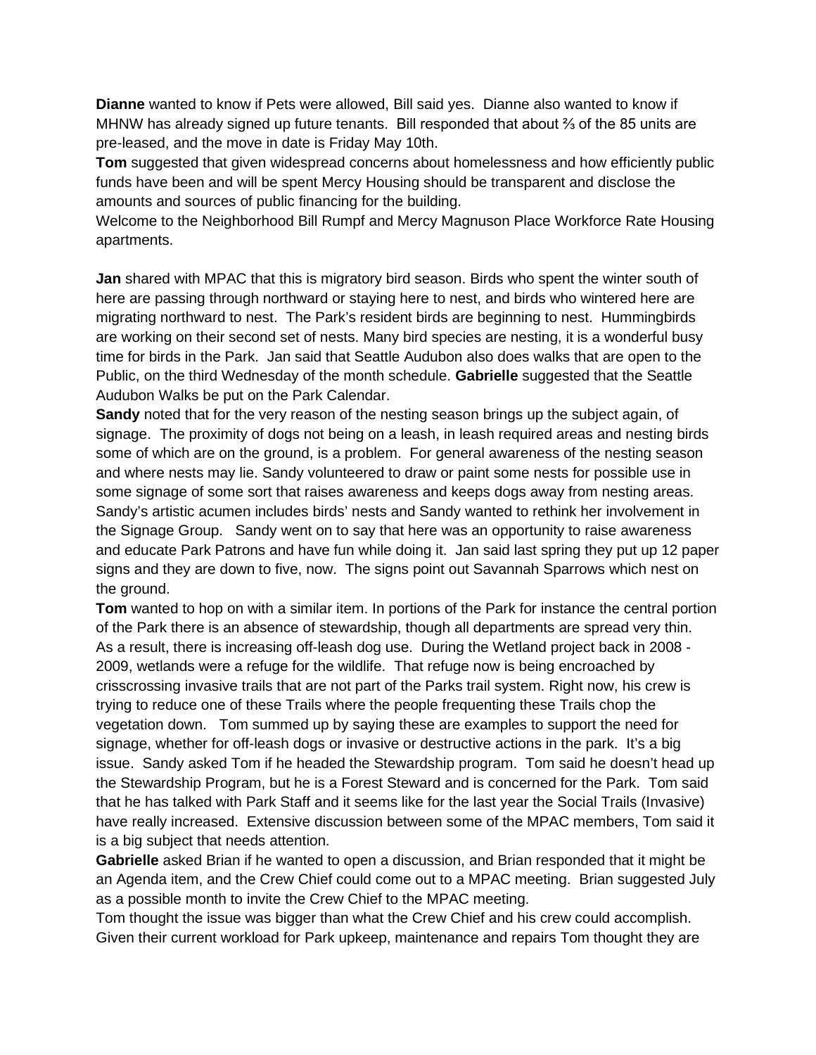**Dianne** wanted to know if Pets were allowed, Bill said yes. Dianne also wanted to know if MHNW has already signed up future tenants. Bill responded that about ⅔ of the 85 units are pre-leased, and the move in date is Friday May 10th.
**Tom** suggested that given widespread concerns about homelessness and how efficiently public funds have been and will be spent Mercy Housing should be transparent and disclose the amounts and sources of public financing for the building.
Welcome to the Neighborhood Bill Rumpf and Mercy Magnuson Place Workforce Rate Housing apartments.

**Jan** shared with MPAC that this is migratory bird season. Birds who spent the winter south of here are passing through northward or staying here to nest, and birds who wintered here are migrating northward to nest. The Park's resident birds are beginning to nest. Hummingbirds are working on their second set of nests. Many bird species are nesting, it is a wonderful busy time for birds in the Park. Jan said that Seattle Audubon also does walks that are open to the Public, on the third Wednesday of the month schedule. **Gabrielle** suggested that the Seattle Audubon Walks be put on the Park Calendar.
**Sandy** noted that for the very reason of the nesting season brings up the subject again, of signage. The proximity of dogs not being on a leash, in leash required areas and nesting birds some of which are on the ground, is a problem. For general awareness of the nesting season and where nests may lie. Sandy volunteered to draw or paint some nests for possible use in some signage of some sort that raises awareness and keeps dogs away from nesting areas. Sandy's artistic acumen includes birds' nests and Sandy wanted to rethink her involvement in the Signage Group. Sandy went on to say that here was an opportunity to raise awareness and educate Park Patrons and have fun while doing it. Jan said last spring they put up 12 paper signs and they are down to five, now. The signs point out Savannah Sparrows which nest on the ground.
**Tom** wanted to hop on with a similar item. In portions of the Park for instance the central portion of the Park there is an absence of stewardship, though all departments are spread very thin. As a result, there is increasing off-leash dog use. During the Wetland project back in 2008 - 2009, wetlands were a refuge for the wildlife. That refuge now is being encroached by crisscrossing invasive trails that are not part of the Parks trail system. Right now, his crew is trying to reduce one of these Trails where the people frequenting these Trails chop the vegetation down. Tom summed up by saying these are examples to support the need for signage, whether for off-leash dogs or invasive or destructive actions in the park. It's a big issue. Sandy asked Tom if he headed the Stewardship program. Tom said he doesn't head up the Stewardship Program, but he is a Forest Steward and is concerned for the Park. Tom said that he has talked with Park Staff and it seems like for the last year the Social Trails (Invasive) have really increased. Extensive discussion between some of the MPAC members, Tom said it is a big subject that needs attention.
**Gabrielle** asked Brian if he wanted to open a discussion, and Brian responded that it might be an Agenda item, and the Crew Chief could come out to a MPAC meeting. Brian suggested July as a possible month to invite the Crew Chief to the MPAC meeting.
Tom thought the issue was bigger than what the Crew Chief and his crew could accomplish. Given their current workload for Park upkeep, maintenance and repairs Tom thought they are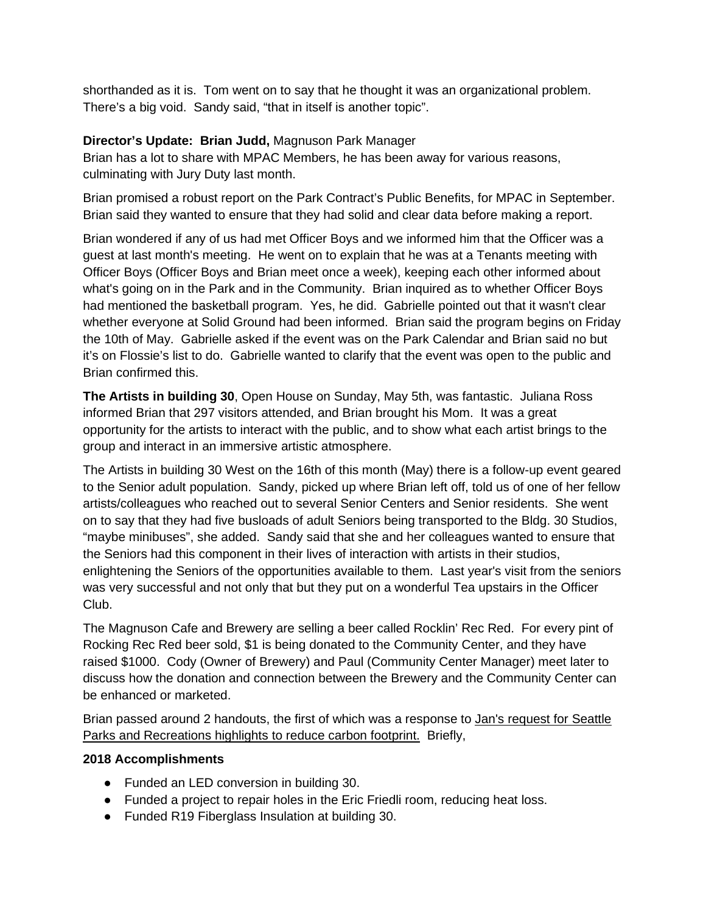shorthanded as it is. Tom went on to say that he thought it was an organizational problem. There's a big void. Sandy said, "that in itself is another topic".

**Director's Update: Brian Judd,** Magnuson Park Manager

Brian has a lot to share with MPAC Members, he has been away for various reasons, culminating with Jury Duty last month.

Brian promised a robust report on the Park Contract's Public Benefits, for MPAC in September. Brian said they wanted to ensure that they had solid and clear data before making a report.

Brian wondered if any of us had met Officer Boys and we informed him that the Officer was a guest at last month's meeting. He went on to explain that he was at a Tenants meeting with Officer Boys (Officer Boys and Brian meet once a week), keeping each other informed about what's going on in the Park and in the Community. Brian inquired as to whether Officer Boys had mentioned the basketball program. Yes, he did. Gabrielle pointed out that it wasn't clear whether everyone at Solid Ground had been informed. Brian said the program begins on Friday the 10th of May. Gabrielle asked if the event was on the Park Calendar and Brian said no but it's on Flossie's list to do. Gabrielle wanted to clarify that the event was open to the public and Brian confirmed this.

**The Artists in building 30**, Open House on Sunday, May 5th, was fantastic. Juliana Ross informed Brian that 297 visitors attended, and Brian brought his Mom. It was a great opportunity for the artists to interact with the public, and to show what each artist brings to the group and interact in an immersive artistic atmosphere.

The Artists in building 30 West on the 16th of this month (May) there is a follow-up event geared to the Senior adult population. Sandy, picked up where Brian left off, told us of one of her fellow artists/colleagues who reached out to several Senior Centers and Senior residents. She went on to say that they had five busloads of adult Seniors being transported to the Bldg. 30 Studios, "maybe minibuses", she added. Sandy said that she and her colleagues wanted to ensure that the Seniors had this component in their lives of interaction with artists in their studios, enlightening the Seniors of the opportunities available to them. Last year's visit from the seniors was very successful and not only that but they put on a wonderful Tea upstairs in the Officer Club.

The Magnuson Cafe and Brewery are selling a beer called Rocklin' Rec Red. For every pint of Rocking Rec Red beer sold, $1 is being donated to the Community Center, and they have raised $1000. Cody (Owner of Brewery) and Paul (Community Center Manager) meet later to discuss how the donation and connection between the Brewery and the Community Center can be enhanced or marketed.

Brian passed around 2 handouts, the first of which was a response to Jan's request for Seattle Parks and Recreations highlights to reduce carbon footprint. Briefly,

**2018 Accomplishments**

- Funded an LED conversion in building 30.
- Funded a project to repair holes in the Eric Friedli room, reducing heat loss.
- Funded R19 Fiberglass Insulation at building 30.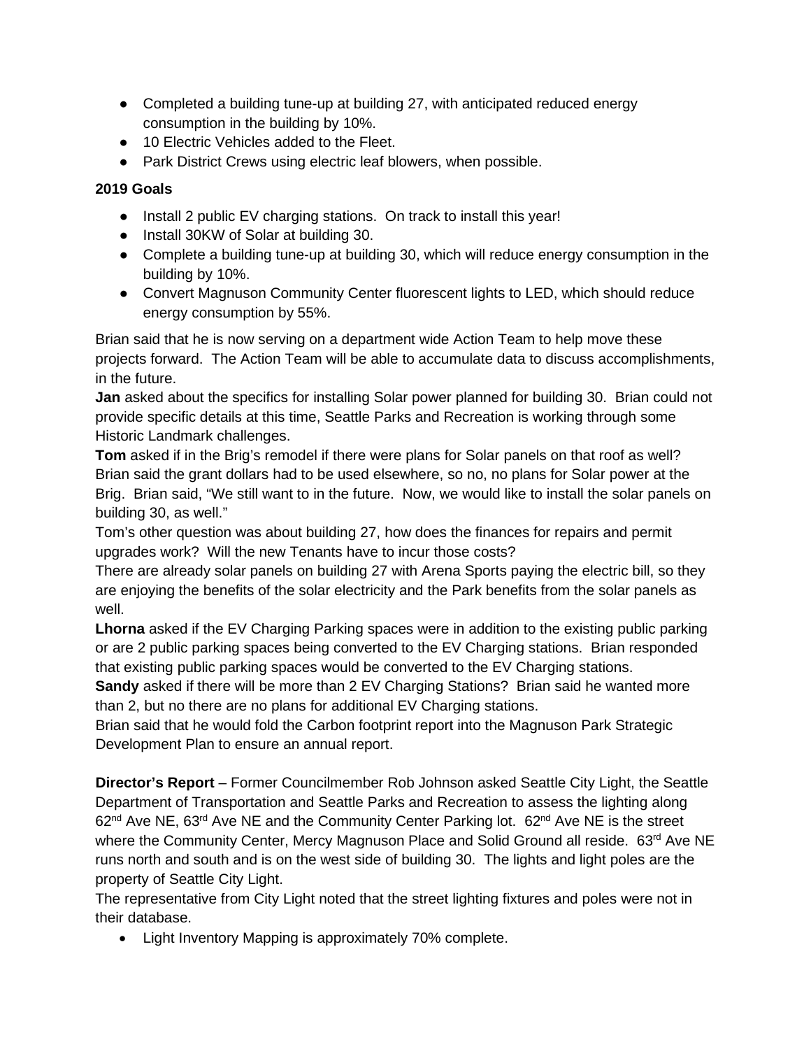- Completed a building tune-up at building 27, with anticipated reduced energy consumption in the building by 10%.
- 10 Electric Vehicles added to the Fleet.
- Park District Crews using electric leaf blowers, when possible.

**2019 Goals**

- Install 2 public EV charging stations. On track to install this year!
- Install 30KW of Solar at building 30.
- Complete a building tune-up at building 30, which will reduce energy consumption in the building by 10%.
- Convert Magnuson Community Center fluorescent lights to LED, which should reduce energy consumption by 55%.

Brian said that he is now serving on a department wide Action Team to help move these projects forward. The Action Team will be able to accumulate data to discuss accomplishments, in the future.

**Jan** asked about the specifics for installing Solar power planned for building 30. Brian could not provide specific details at this time, Seattle Parks and Recreation is working through some Historic Landmark challenges.

**Tom** asked if in the Brig's remodel if there were plans for Solar panels on that roof as well? Brian said the grant dollars had to be used elsewhere, so no, no plans for Solar power at the Brig. Brian said, "We still want to in the future. Now, we would like to install the solar panels on building 30, as well."

Tom's other question was about building 27, how does the finances for repairs and permit upgrades work? Will the new Tenants have to incur those costs?

There are already solar panels on building 27 with Arena Sports paying the electric bill, so they are enjoying the benefits of the solar electricity and the Park benefits from the solar panels as well.

**Lhorna** asked if the EV Charging Parking spaces were in addition to the existing public parking or are 2 public parking spaces being converted to the EV Charging stations. Brian responded that existing public parking spaces would be converted to the EV Charging stations.

**Sandy** asked if there will be more than 2 EV Charging Stations? Brian said he wanted more than 2, but no there are no plans for additional EV Charging stations.

Brian said that he would fold the Carbon footprint report into the Magnuson Park Strategic Development Plan to ensure an annual report.

**Director's Report** – Former Councilmember Rob Johnson asked Seattle City Light, the Seattle Department of Transportation and Seattle Parks and Recreation to assess the lighting along 62nd Ave NE, 63rd Ave NE and the Community Center Parking lot. 62nd Ave NE is the street where the Community Center, Mercy Magnuson Place and Solid Ground all reside. 63rd Ave NE runs north and south and is on the west side of building 30. The lights and light poles are the property of Seattle City Light.

The representative from City Light noted that the street lighting fixtures and poles were not in their database.

- Light Inventory Mapping is approximately 70% complete.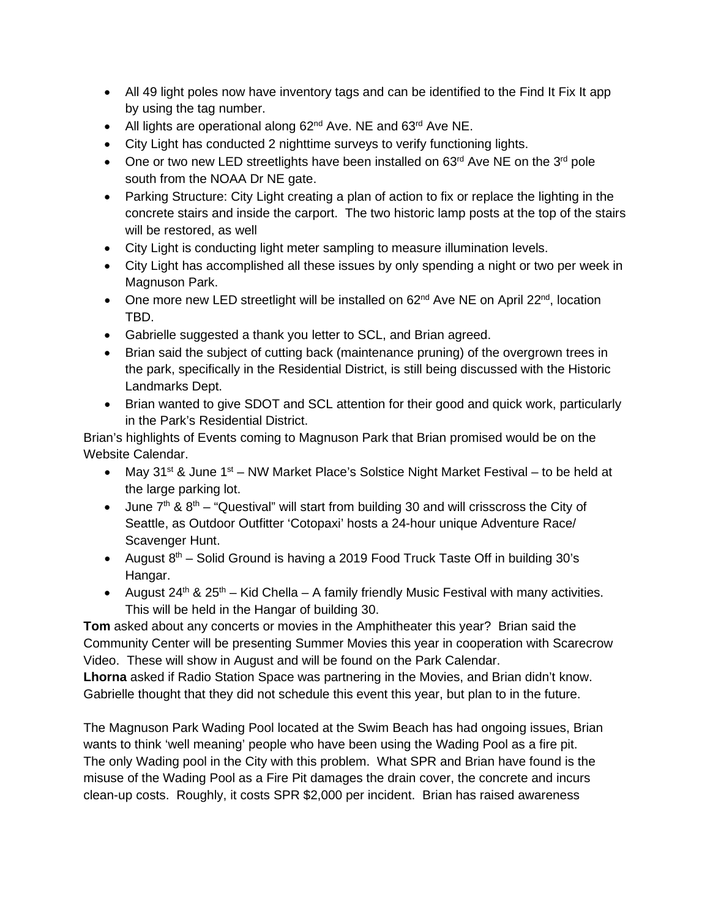- All 49 light poles now have inventory tags and can be identified to the Find It Fix It app by using the tag number.
- All lights are operational along 62nd Ave. NE and 63rd Ave NE.
- City Light has conducted 2 nighttime surveys to verify functioning lights.
- One or two new LED streetlights have been installed on 63rd Ave NE on the 3rd pole south from the NOAA Dr NE gate.
- Parking Structure: City Light creating a plan of action to fix or replace the lighting in the concrete stairs and inside the carport. The two historic lamp posts at the top of the stairs will be restored, as well
- City Light is conducting light meter sampling to measure illumination levels.
- City Light has accomplished all these issues by only spending a night or two per week in Magnuson Park.
- One more new LED streetlight will be installed on 62nd Ave NE on April 22nd, location TBD.
- Gabrielle suggested a thank you letter to SCL, and Brian agreed.
- Brian said the subject of cutting back (maintenance pruning) of the overgrown trees in the park, specifically in the Residential District, is still being discussed with the Historic Landmarks Dept.
- Brian wanted to give SDOT and SCL attention for their good and quick work, particularly in the Park's Residential District.

Brian's highlights of Events coming to Magnuson Park that Brian promised would be on the Website Calendar.

- May 31st & June 1st – NW Market Place's Solstice Night Market Festival – to be held at the large parking lot.
- June 7th & 8th – "Questival" will start from building 30 and will crisscross the City of Seattle, as Outdoor Outfitter 'Cotopaxi' hosts a 24-hour unique Adventure Race/ Scavenger Hunt.
- August 8th – Solid Ground is having a 2019 Food Truck Taste Off in building 30's Hangar.
- August 24th & 25th – Kid Chella – A family friendly Music Festival with many activities. This will be held in the Hangar of building 30.

**Tom** asked about any concerts or movies in the Amphitheater this year? Brian said the Community Center will be presenting Summer Movies this year in cooperation with Scarecrow Video. These will show in August and will be found on the Park Calendar.
**Lhorna** asked if Radio Station Space was partnering in the Movies, and Brian didn't know. Gabrielle thought that they did not schedule this event this year, but plan to in the future.

The Magnuson Park Wading Pool located at the Swim Beach has had ongoing issues, Brian wants to think 'well meaning' people who have been using the Wading Pool as a fire pit. The only Wading pool in the City with this problem. What SPR and Brian have found is the misuse of the Wading Pool as a Fire Pit damages the drain cover, the concrete and incurs clean-up costs. Roughly, it costs SPR $2,000 per incident. Brian has raised awareness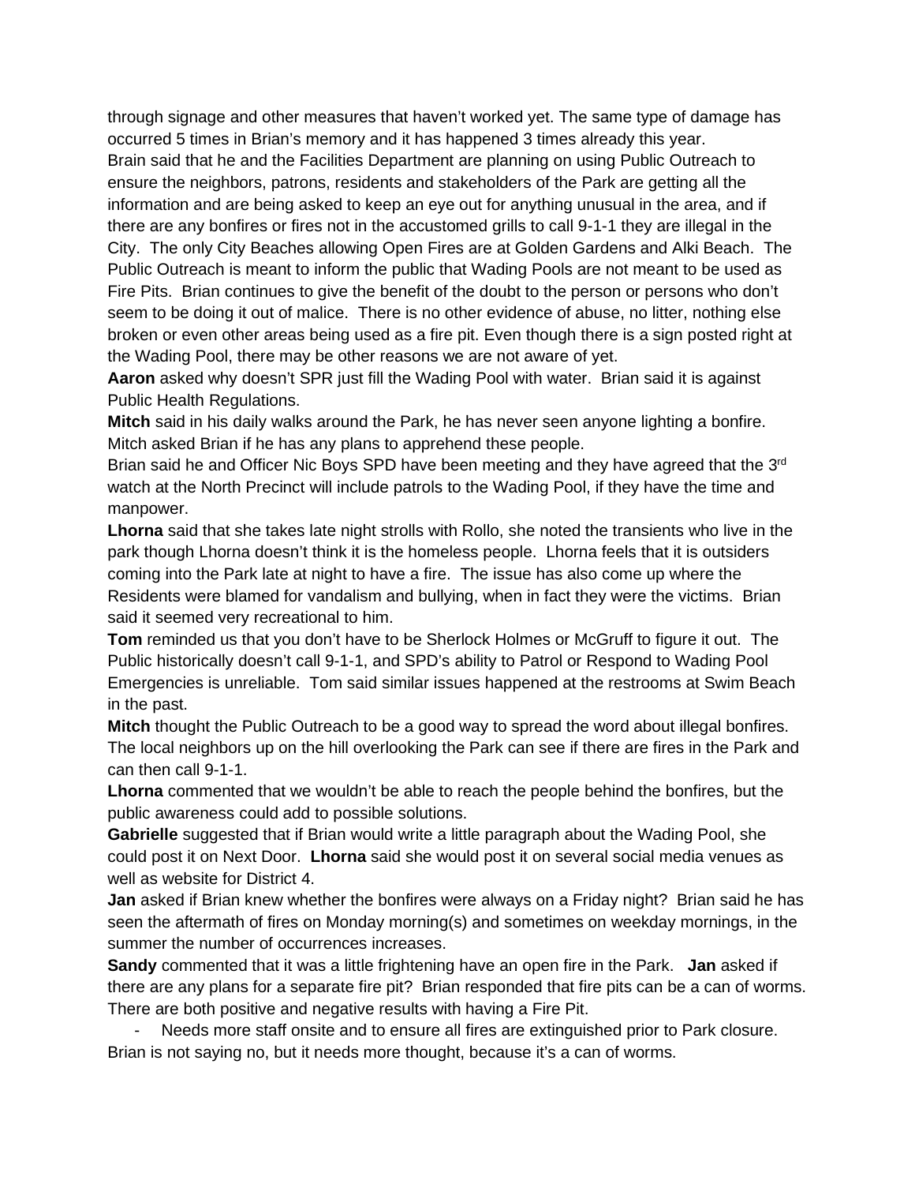through signage and other measures that haven't worked yet. The same type of damage has occurred 5 times in Brian's memory and it has happened 3 times already this year.
Brain said that he and the Facilities Department are planning on using Public Outreach to ensure the neighbors, patrons, residents and stakeholders of the Park are getting all the information and are being asked to keep an eye out for anything unusual in the area, and if there are any bonfires or fires not in the accustomed grills to call 9-1-1 they are illegal in the City. The only City Beaches allowing Open Fires are at Golden Gardens and Alki Beach. The Public Outreach is meant to inform the public that Wading Pools are not meant to be used as Fire Pits. Brian continues to give the benefit of the doubt to the person or persons who don't seem to be doing it out of malice. There is no other evidence of abuse, no litter, nothing else broken or even other areas being used as a fire pit. Even though there is a sign posted right at the Wading Pool, there may be other reasons we are not aware of yet.
**Aaron** asked why doesn't SPR just fill the Wading Pool with water. Brian said it is against Public Health Regulations.
**Mitch** said in his daily walks around the Park, he has never seen anyone lighting a bonfire. Mitch asked Brian if he has any plans to apprehend these people.
Brian said he and Officer Nic Boys SPD have been meeting and they have agreed that the 3rd watch at the North Precinct will include patrols to the Wading Pool, if they have the time and manpower.
**Lhorna** said that she takes late night strolls with Rollo, she noted the transients who live in the park though Lhorna doesn't think it is the homeless people. Lhorna feels that it is outsiders coming into the Park late at night to have a fire. The issue has also come up where the Residents were blamed for vandalism and bullying, when in fact they were the victims. Brian said it seemed very recreational to him.
**Tom** reminded us that you don't have to be Sherlock Holmes or McGruff to figure it out. The Public historically doesn't call 9-1-1, and SPD's ability to Patrol or Respond to Wading Pool Emergencies is unreliable. Tom said similar issues happened at the restrooms at Swim Beach in the past.
**Mitch** thought the Public Outreach to be a good way to spread the word about illegal bonfires. The local neighbors up on the hill overlooking the Park can see if there are fires in the Park and can then call 9-1-1.
**Lhorna** commented that we wouldn't be able to reach the people behind the bonfires, but the public awareness could add to possible solutions.
**Gabrielle** suggested that if Brian would write a little paragraph about the Wading Pool, she could post it on Next Door. **Lhorna** said she would post it on several social media venues as well as website for District 4.
**Jan** asked if Brian knew whether the bonfires were always on a Friday night? Brian said he has seen the aftermath of fires on Monday morning(s) and sometimes on weekday mornings, in the summer the number of occurrences increases.
**Sandy** commented that it was a little frightening have an open fire in the Park. **Jan** asked if there are any plans for a separate fire pit? Brian responded that fire pits can be a can of worms. There are both positive and negative results with having a Fire Pit.

- Needs more staff onsite and to ensure all fires are extinguished prior to Park closure.

Brian is not saying no, but it needs more thought, because it's a can of worms.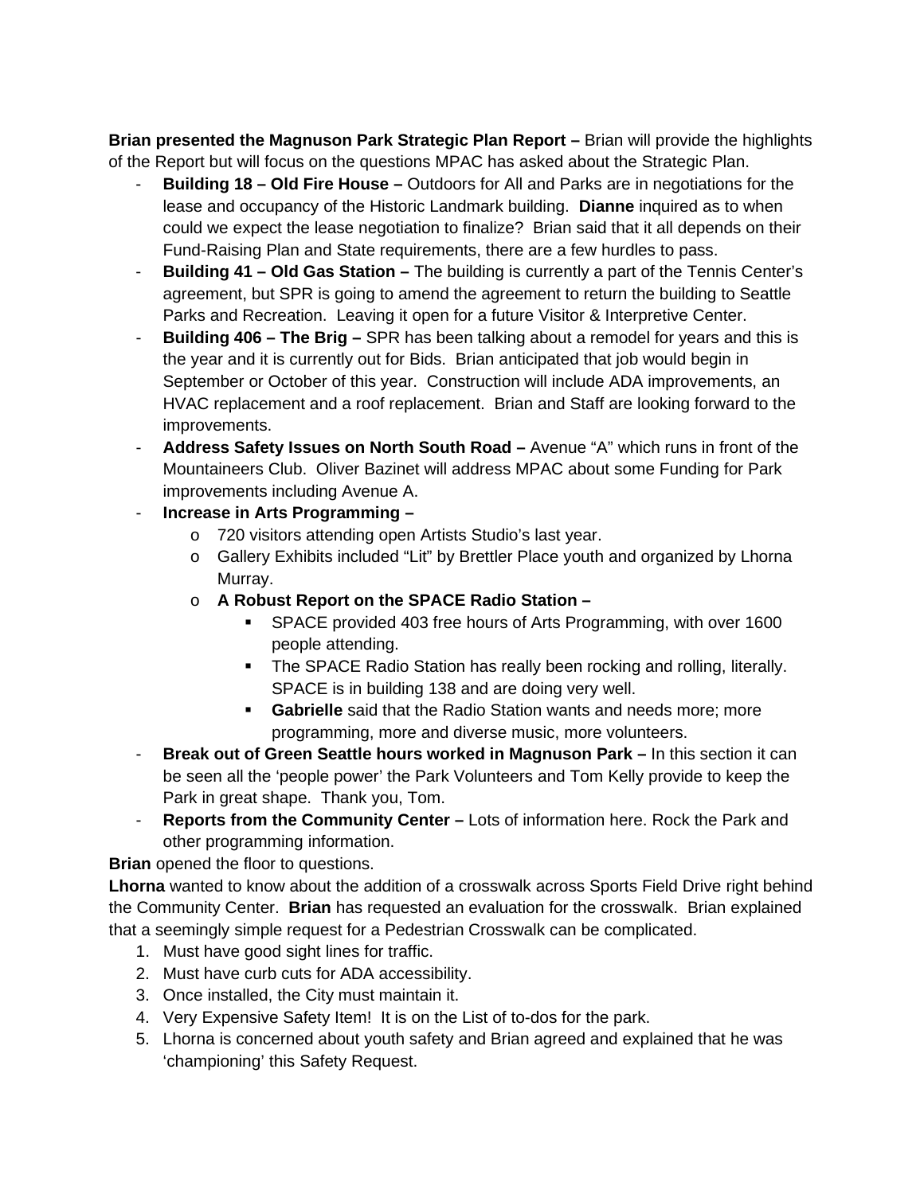**Brian presented the Magnuson Park Strategic Plan Report –** Brian will provide the highlights of the Report but will focus on the questions MPAC has asked about the Strategic Plan.

- **Building 18 – Old Fire House –** Outdoors for All and Parks are in negotiations for the lease and occupancy of the Historic Landmark building. **Dianne** inquired as to when could we expect the lease negotiation to finalize? Brian said that it all depends on their Fund-Raising Plan and State requirements, there are a few hurdles to pass.
- **Building 41 – Old Gas Station –** The building is currently a part of the Tennis Center's agreement, but SPR is going to amend the agreement to return the building to Seattle Parks and Recreation. Leaving it open for a future Visitor & Interpretive Center.
- **Building 406 – The Brig –** SPR has been talking about a remodel for years and this is the year and it is currently out for Bids. Brian anticipated that job would begin in September or October of this year. Construction will include ADA improvements, an HVAC replacement and a roof replacement. Brian and Staff are looking forward to the improvements.
- **Address Safety Issues on North South Road –** Avenue "A" which runs in front of the Mountaineers Club. Oliver Bazinet will address MPAC about some Funding for Park improvements including Avenue A.
- **Increase in Arts Programming –**
  - 720 visitors attending open Artists Studio's last year.
  - Gallery Exhibits included "Lit" by Brettler Place youth and organized by Lhorna Murray.
  - **A Robust Report on the SPACE Radio Station –**
    - SPACE provided 403 free hours of Arts Programming, with over 1600 people attending.
    - The SPACE Radio Station has really been rocking and rolling, literally. SPACE is in building 138 and are doing very well.
    - **Gabrielle** said that the Radio Station wants and needs more; more programming, more and diverse music, more volunteers.
- **Break out of Green Seattle hours worked in Magnuson Park –** In this section it can be seen all the 'people power' the Park Volunteers and Tom Kelly provide to keep the Park in great shape. Thank you, Tom.
- **Reports from the Community Center –** Lots of information here. Rock the Park and other programming information.

**Brian** opened the floor to questions.

**Lhorna** wanted to know about the addition of a crosswalk across Sports Field Drive right behind the Community Center. **Brian** has requested an evaluation for the crosswalk. Brian explained that a seemingly simple request for a Pedestrian Crosswalk can be complicated.

1. Must have good sight lines for traffic.
2. Must have curb cuts for ADA accessibility.
3. Once installed, the City must maintain it.
4. Very Expensive Safety Item! It is on the List of to-dos for the park.
5. Lhorna is concerned about youth safety and Brian agreed and explained that he was 'championing' this Safety Request.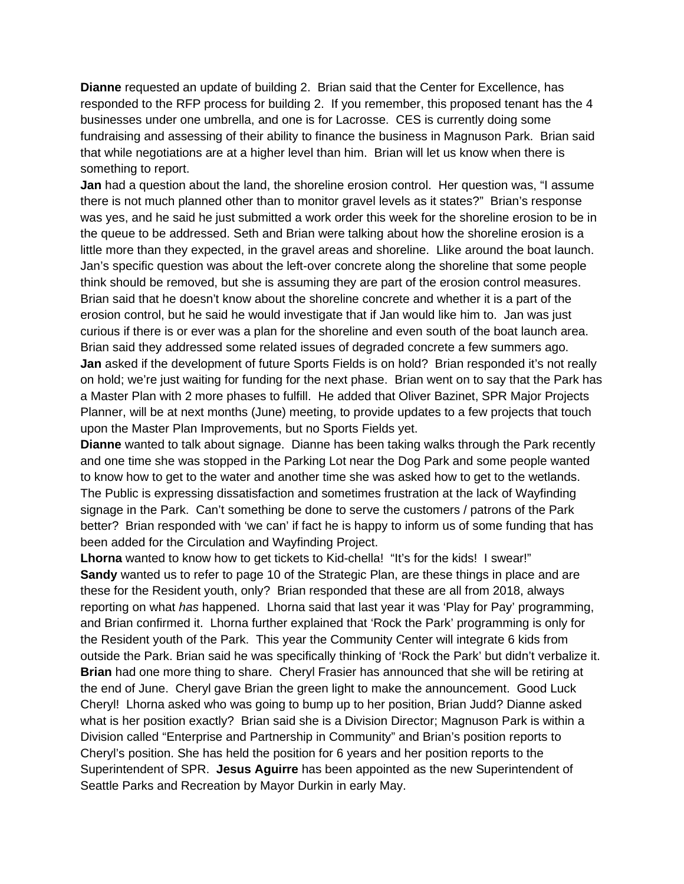**Dianne** requested an update of building 2. Brian said that the Center for Excellence, has responded to the RFP process for building 2. If you remember, this proposed tenant has the 4 businesses under one umbrella, and one is for Lacrosse. CES is currently doing some fundraising and assessing of their ability to finance the business in Magnuson Park. Brian said that while negotiations are at a higher level than him. Brian will let us know when there is something to report.

**Jan** had a question about the land, the shoreline erosion control. Her question was, "I assume there is not much planned other than to monitor gravel levels as it states?" Brian's response was yes, and he said he just submitted a work order this week for the shoreline erosion to be in the queue to be addressed. Seth and Brian were talking about how the shoreline erosion is a little more than they expected, in the gravel areas and shoreline. Llike around the boat launch. Jan's specific question was about the left-over concrete along the shoreline that some people think should be removed, but she is assuming they are part of the erosion control measures. Brian said that he doesn't know about the shoreline concrete and whether it is a part of the erosion control, but he said he would investigate that if Jan would like him to. Jan was just curious if there is or ever was a plan for the shoreline and even south of the boat launch area. Brian said they addressed some related issues of degraded concrete a few summers ago.

**Jan** asked if the development of future Sports Fields is on hold? Brian responded it's not really on hold; we're just waiting for funding for the next phase. Brian went on to say that the Park has a Master Plan with 2 more phases to fulfill. He added that Oliver Bazinet, SPR Major Projects Planner, will be at next months (June) meeting, to provide updates to a few projects that touch upon the Master Plan Improvements, but no Sports Fields yet.

**Dianne** wanted to talk about signage. Dianne has been taking walks through the Park recently and one time she was stopped in the Parking Lot near the Dog Park and some people wanted to know how to get to the water and another time she was asked how to get to the wetlands. The Public is expressing dissatisfaction and sometimes frustration at the lack of Wayfinding signage in the Park. Can't something be done to serve the customers / patrons of the Park better? Brian responded with 'we can' if fact he is happy to inform us of some funding that has been added for the Circulation and Wayfinding Project.

**Lhorna** wanted to know how to get tickets to Kid-chella! "It's for the kids! I swear!"

**Sandy** wanted us to refer to page 10 of the Strategic Plan, are these things in place and are these for the Resident youth, only? Brian responded that these are all from 2018, always reporting on what *has* happened. Lhorna said that last year it was 'Play for Pay' programming, and Brian confirmed it. Lhorna further explained that 'Rock the Park' programming is only for the Resident youth of the Park. This year the Community Center will integrate 6 kids from outside the Park. Brian said he was specifically thinking of 'Rock the Park' but didn't verbalize it.

**Brian** had one more thing to share. Cheryl Frasier has announced that she will be retiring at the end of June. Cheryl gave Brian the green light to make the announcement. Good Luck Cheryl! Lhorna asked who was going to bump up to her position, Brian Judd? Dianne asked what is her position exactly? Brian said she is a Division Director; Magnuson Park is within a Division called "Enterprise and Partnership in Community" and Brian's position reports to Cheryl's position. She has held the position for 6 years and her position reports to the Superintendent of SPR. **Jesus Aguirre** has been appointed as the new Superintendent of Seattle Parks and Recreation by Mayor Durkin in early May.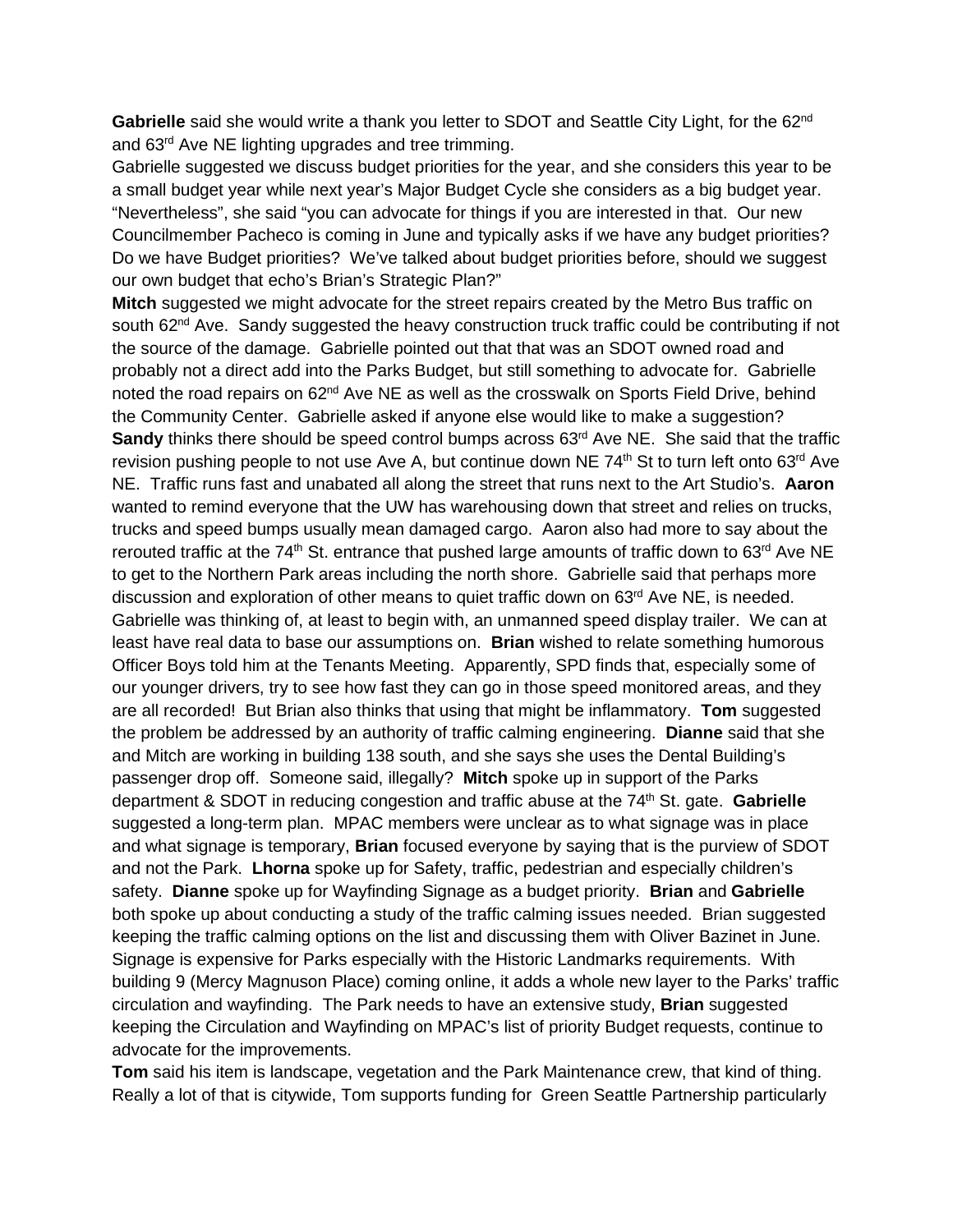**Gabrielle** said she would write a thank you letter to SDOT and Seattle City Light, for the 62nd and 63rd Ave NE lighting upgrades and tree trimming.

Gabrielle suggested we discuss budget priorities for the year, and she considers this year to be a small budget year while next year's Major Budget Cycle she considers as a big budget year. "Nevertheless", she said "you can advocate for things if you are interested in that. Our new Councilmember Pacheco is coming in June and typically asks if we have any budget priorities? Do we have Budget priorities? We've talked about budget priorities before, should we suggest our own budget that echo's Brian's Strategic Plan?"

**Mitch** suggested we might advocate for the street repairs created by the Metro Bus traffic on south 62nd Ave. Sandy suggested the heavy construction truck traffic could be contributing if not the source of the damage. Gabrielle pointed out that that was an SDOT owned road and probably not a direct add into the Parks Budget, but still something to advocate for. Gabrielle noted the road repairs on 62nd Ave NE as well as the crosswalk on Sports Field Drive, behind the Community Center. Gabrielle asked if anyone else would like to make a suggestion?

**Sandy** thinks there should be speed control bumps across 63rd Ave NE. She said that the traffic revision pushing people to not use Ave A, but continue down NE 74th St to turn left onto 63rd Ave NE. Traffic runs fast and unabated all along the street that runs next to the Art Studio's. **Aaron** wanted to remind everyone that the UW has warehousing down that street and relies on trucks, trucks and speed bumps usually mean damaged cargo. Aaron also had more to say about the rerouted traffic at the 74th St. entrance that pushed large amounts of traffic down to 63rd Ave NE to get to the Northern Park areas including the north shore. Gabrielle said that perhaps more discussion and exploration of other means to quiet traffic down on 63rd Ave NE, is needed. Gabrielle was thinking of, at least to begin with, an unmanned speed display trailer. We can at least have real data to base our assumptions on. **Brian** wished to relate something humorous Officer Boys told him at the Tenants Meeting. Apparently, SPD finds that, especially some of our younger drivers, try to see how fast they can go in those speed monitored areas, and they are all recorded! But Brian also thinks that using that might be inflammatory. **Tom** suggested the problem be addressed by an authority of traffic calming engineering. **Dianne** said that she and Mitch are working in building 138 south, and she says she uses the Dental Building's passenger drop off. Someone said, illegally? **Mitch** spoke up in support of the Parks department & SDOT in reducing congestion and traffic abuse at the 74th St. gate. **Gabrielle** suggested a long-term plan. MPAC members were unclear as to what signage was in place and what signage is temporary, **Brian** focused everyone by saying that is the purview of SDOT and not the Park. **Lhorna** spoke up for Safety, traffic, pedestrian and especially children's safety. **Dianne** spoke up for Wayfinding Signage as a budget priority. **Brian** and **Gabrielle** both spoke up about conducting a study of the traffic calming issues needed. Brian suggested keeping the traffic calming options on the list and discussing them with Oliver Bazinet in June. Signage is expensive for Parks especially with the Historic Landmarks requirements. With building 9 (Mercy Magnuson Place) coming online, it adds a whole new layer to the Parks' traffic circulation and wayfinding. The Park needs to have an extensive study, **Brian** suggested keeping the Circulation and Wayfinding on MPAC's list of priority Budget requests, continue to advocate for the improvements.

**Tom** said his item is landscape, vegetation and the Park Maintenance crew, that kind of thing. Really a lot of that is citywide, Tom supports funding for Green Seattle Partnership particularly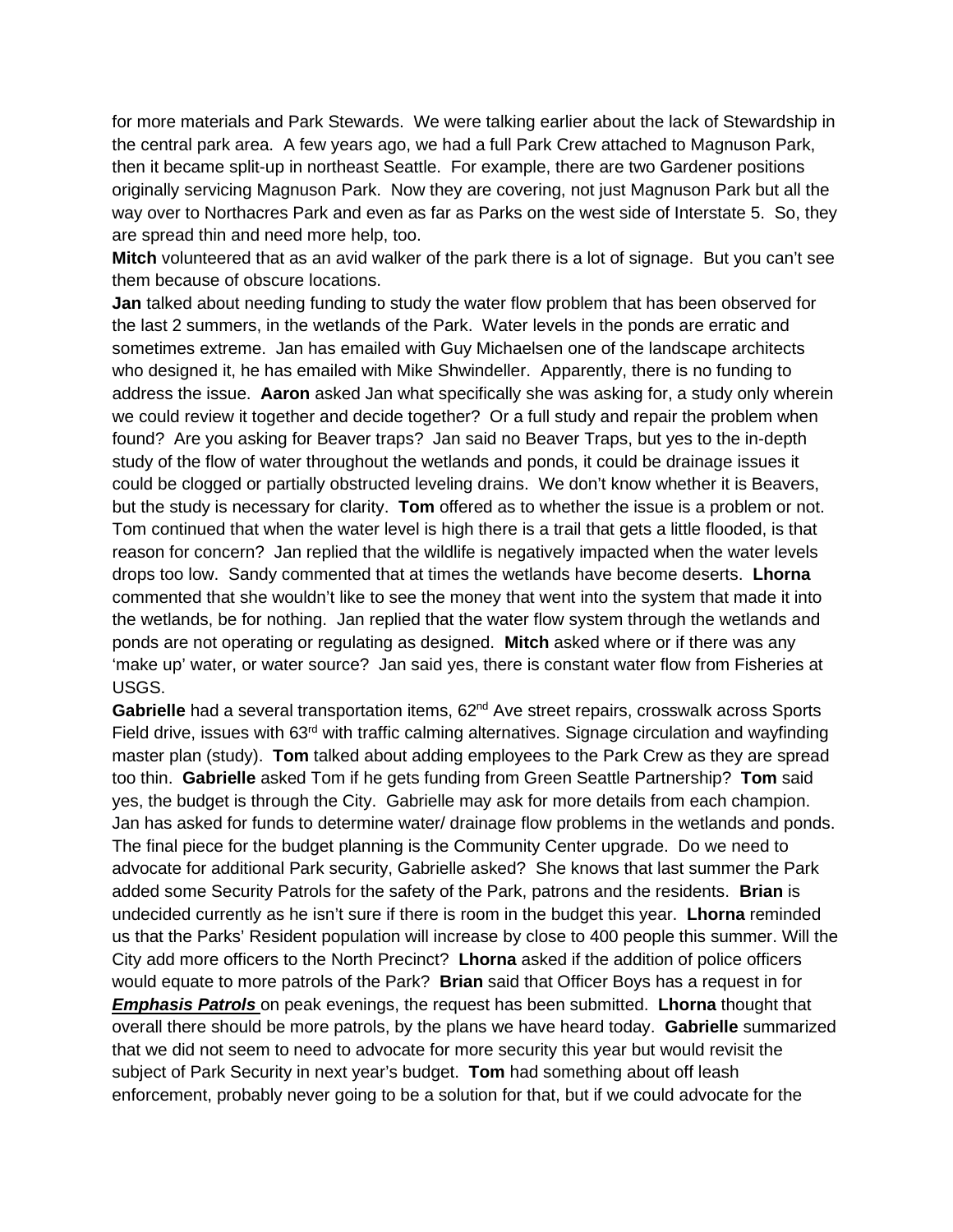for more materials and Park Stewards. We were talking earlier about the lack of Stewardship in the central park area. A few years ago, we had a full Park Crew attached to Magnuson Park, then it became split-up in northeast Seattle. For example, there are two Gardener positions originally servicing Magnuson Park. Now they are covering, not just Magnuson Park but all the way over to Northacres Park and even as far as Parks on the west side of Interstate 5. So, they are spread thin and need more help, too.

**Mitch** volunteered that as an avid walker of the park there is a lot of signage. But you can't see them because of obscure locations.

**Jan** talked about needing funding to study the water flow problem that has been observed for the last 2 summers, in the wetlands of the Park. Water levels in the ponds are erratic and sometimes extreme. Jan has emailed with Guy Michaelsen one of the landscape architects who designed it, he has emailed with Mike Shwindeller. Apparently, there is no funding to address the issue. **Aaron** asked Jan what specifically she was asking for, a study only wherein we could review it together and decide together? Or a full study and repair the problem when found? Are you asking for Beaver traps? Jan said no Beaver Traps, but yes to the in-depth study of the flow of water throughout the wetlands and ponds, it could be drainage issues it could be clogged or partially obstructed leveling drains. We don't know whether it is Beavers, but the study is necessary for clarity. **Tom** offered as to whether the issue is a problem or not. Tom continued that when the water level is high there is a trail that gets a little flooded, is that reason for concern? Jan replied that the wildlife is negatively impacted when the water levels drops too low. Sandy commented that at times the wetlands have become deserts. **Lhorna** commented that she wouldn't like to see the money that went into the system that made it into the wetlands, be for nothing. Jan replied that the water flow system through the wetlands and ponds are not operating or regulating as designed. **Mitch** asked where or if there was any 'make up' water, or water source? Jan said yes, there is constant water flow from Fisheries at USGS.

**Gabrielle** had a several transportation items, 62nd Ave street repairs, crosswalk across Sports Field drive, issues with 63rd with traffic calming alternatives. Signage circulation and wayfinding master plan (study). **Tom** talked about adding employees to the Park Crew as they are spread too thin. **Gabrielle** asked Tom if he gets funding from Green Seattle Partnership? **Tom** said yes, the budget is through the City. Gabrielle may ask for more details from each champion. Jan has asked for funds to determine water/ drainage flow problems in the wetlands and ponds. The final piece for the budget planning is the Community Center upgrade. Do we need to advocate for additional Park security, Gabrielle asked? She knows that last summer the Park added some Security Patrols for the safety of the Park, patrons and the residents. **Brian** is undecided currently as he isn't sure if there is room in the budget this year. **Lhorna** reminded us that the Parks' Resident population will increase by close to 400 people this summer. Will the City add more officers to the North Precinct? **Lhorna** asked if the addition of police officers would equate to more patrols of the Park? **Brian** said that Officer Boys has a request in for ***Emphasis Patrols*** on peak evenings, the request has been submitted. **Lhorna** thought that overall there should be more patrols, by the plans we have heard today. **Gabrielle** summarized that we did not seem to need to advocate for more security this year but would revisit the subject of Park Security in next year's budget. **Tom** had something about off leash enforcement, probably never going to be a solution for that, but if we could advocate for the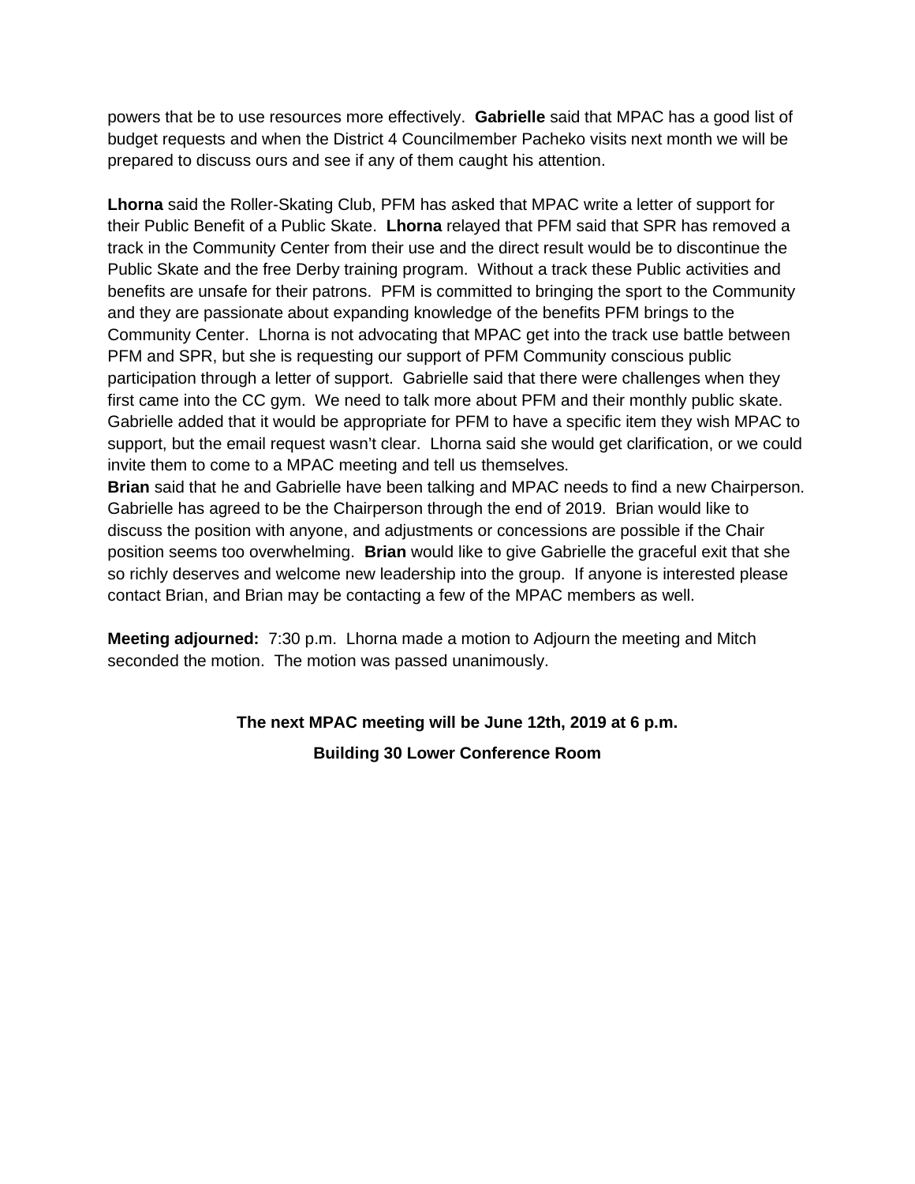powers that be to use resources more effectively. **Gabrielle** said that MPAC has a good list of budget requests and when the District 4 Councilmember Pacheko visits next month we will be prepared to discuss ours and see if any of them caught his attention.

**Lhorna** said the Roller-Skating Club, PFM has asked that MPAC write a letter of support for their Public Benefit of a Public Skate. **Lhorna** relayed that PFM said that SPR has removed a track in the Community Center from their use and the direct result would be to discontinue the Public Skate and the free Derby training program. Without a track these Public activities and benefits are unsafe for their patrons. PFM is committed to bringing the sport to the Community and they are passionate about expanding knowledge of the benefits PFM brings to the Community Center. Lhorna is not advocating that MPAC get into the track use battle between PFM and SPR, but she is requesting our support of PFM Community conscious public participation through a letter of support. Gabrielle said that there were challenges when they first came into the CC gym. We need to talk more about PFM and their monthly public skate. Gabrielle added that it would be appropriate for PFM to have a specific item they wish MPAC to support, but the email request wasn't clear. Lhorna said she would get clarification, or we could invite them to come to a MPAC meeting and tell us themselves.

**Brian** said that he and Gabrielle have been talking and MPAC needs to find a new Chairperson. Gabrielle has agreed to be the Chairperson through the end of 2019. Brian would like to discuss the position with anyone, and adjustments or concessions are possible if the Chair position seems too overwhelming. **Brian** would like to give Gabrielle the graceful exit that she so richly deserves and welcome new leadership into the group. If anyone is interested please contact Brian, and Brian may be contacting a few of the MPAC members as well.

**Meeting adjourned:** 7:30 p.m. Lhorna made a motion to Adjourn the meeting and Mitch seconded the motion. The motion was passed unanimously.

**The next MPAC meeting will be June 12th, 2019 at 6 p.m.**

**Building 30 Lower Conference Room**